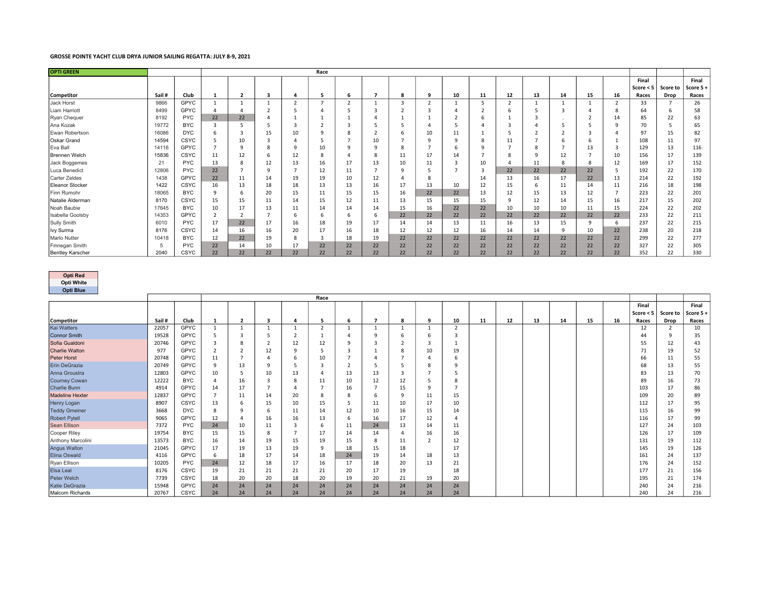# GROSSE POINTE YACHT CLUB DRYA JUNIOR SAILING REGATTA: JULY 8-9, 2021

| OPTI GREEN | | | Race | | | | | | | | | | | | | | | | Final Score < 5 Races | Score to Drop | Final Score 5 + Races |
|---|---|---|---|---|---|---|---|---|---|---|---|---|---|---|---|---|---|---|---|---|---|
| Competitor | Sail # | Club | 1 | 2 | 3 | 4 | 5 | 6 | 7 | 8 | 9 | 10 | 11 | 12 | 13 | 14 | 15 | 16 | | | |
| Jack Horst | 9866 | GPYC | 1 | 1 | 1 | 2 | 7 | 2 | 1 | 3 | 2 | 1 | 5 | 2 | 1 | 1 | 1 | 2 | 33 | 7 | 26 |
| Liam Harriott | 8499 | GPYC | 4 | 4 | 2 | 5 | 4 | 5 | 3 | 2 | 3 | 4 | 2 | 6 | 5 | 3 | 4 | 8 | 64 | 6 | 58 |
| Ryan Chequer | 8192 | PYC | 22 | 22 | 4 | 1 | 1 | 1 | 4 | 1 | 1 | 2 | 6 | 1 | 3 | . | 2 | 14 | 85 | 22 | 63 |
| Ana Kozak | 19772 | BYC | 3 | 5 | 5 | 3 | 2 | 3 | 5 | 5 | 4 | 5 | 4 | 3 | 4 | 5 | 5 | 9 | 70 | 5 | 65 |
| Ewan Robertson | 16086 | DYC | 6 | 3 | 15 | 10 | 9 | 8 | 2 | 6 | 10 | 11 | 1 | 5 | 2 | 2 | 3 | 4 | 97 | 15 | 82 |
| Oskar Grand | 14594 | CSYC | 5 | 10 | 3 | 4 | 5 | 7 | 10 | 7 | 9 | 9 | 8 | 11 | 7 | 6 | 6 | 1 | 108 | 11 | 97 |
| Eva Ball | 14116 | GPYC | 7 | 9 | 8 | 9 | 10 | 9 | 9 | 8 | 7 | 6 | 9 | 7 | 8 | 7 | 13 | 3 | 129 | 13 | 116 |
| Brennen Welch | 15836 | CSYC | 11 | 12 | 6 | 12 | 8 | 4 | 8 | 11 | 17 | 14 | 7 | 8 | 9 | 12 | 7 | 10 | 156 | 17 | 139 |
| Jack Boggemes | 21 | PYC | 13 | 8 | 12 | 13 | 16 | 17 | 13 | 10 | 11 | 3 | 10 | 4 | 11 | 8 | 8 | 12 | 169 | 17 | 152 |
| Luca Benedict | 12806 | PYC | 22 | 7 | 9 | 7 | 12 | 11 | 7 | 9 | 5 | 7 | 3 | 22 | 22 | 22 | 22 | 5 | 192 | 22 | 170 |
| Carter Zeldes | 1438 | GPYC | 22 | 11 | 14 | 19 | 19 | 10 | 12 | 4 | 8 | | 14 | 13 | 16 | 17 | 22 | 13 | 214 | 22 | 192 |
| Eleanor Stocker | 1422 | CSYC | 16 | 13 | 18 | 18 | 13 | 13 | 16 | 17 | 13 | 10 | 12 | 15 | 6 | 11 | 14 | 11 | 216 | 18 | 198 |
| Finn Rumohr | 18065 | BYC | 9 | 6 | 20 | 15 | 11 | 15 | 15 | 16 | 22 | 22 | 13 | 12 | 15 | 13 | 12 | 7 | 223 | 22 | 201 |
| Natalie Alderman | 8170 | CSYC | 15 | 15 | 11 | 14 | 15 | 12 | 11 | 13 | 15 | 15 | 15 | 9 | 12 | 14 | 15 | 16 | 217 | 15 | 202 |
| Noah Baubie | 17645 | BYC | 10 | 17 | 13 | 11 | 14 | 14 | 14 | 15 | 16 | 22 | 22 | 10 | 10 | 10 | 11 | 15 | 224 | 22 | 202 |
| Isabella Goolsby | 14353 | GPYC | 2 | 2 | 7 | 6 | 6 | 6 | 6 | 22 | 22 | 22 | 22 | 22 | 22 | 22 | 22 | 22 | 233 | 22 | 211 |
| Sully Smith | 6010 | PYC | 17 | 22 | 17 | 16 | 18 | 19 | 17 | 14 | 14 | 13 | 11 | 16 | 13 | 15 | 9 | 6 | 237 | 22 | 215 |
| Ivy Surma | 8176 | CSYC | 14 | 16 | 16 | 20 | 17 | 16 | 18 | 12 | 12 | 12 | 16 | 14 | 14 | 9 | 10 | 22 | 238 | 20 | 218 |
| Marlo Nutter | 10418 | BYC | 12 | 22 | 19 | 8 | 3 | 18 | 19 | 22 | 22 | 22 | 22 | 22 | 22 | 22 | 22 | 22 | 299 | 22 | 277 |
| Finnegan Smith | 5 | PYC | 22 | 14 | 10 | 17 | 22 | 22 | 22 | 22 | 22 | 22 | 22 | 22 | 22 | 22 | 22 | 22 | 327 | 22 | 305 |
| Bentley Karscher | 2040 | CSYC | 22 | 22 | 22 | 22 | 22 | 22 | 22 | 22 | 22 | 22 | 22 | 22 | 22 | 22 | 22 | 22 | 352 | 22 | 330 |

| Opti Red |
|---|
| Opti White |
| Opti Blue |

| | | | Race | | | | | | | | | | | | | | | | Final Score < 5 Races | Score to Drop | Final Score 5 + Races |
|---|---|---|---|---|---|---|---|---|---|---|---|---|---|---|---|---|---|---|---|---|---|
| Competitor | Sail # | Club | 1 | 2 | 3 | 4 | 5 | 6 | 7 | 8 | 9 | 10 | 11 | 12 | 13 | 14 | 15 | 16 | | | |
| Kai Watters | 22057 | GPYC | 1 | 1 | 1 | 1 | 2 | 1 | 1 | 1 | 1 | 2 | | | | | | | 12 | 2 | 10 |
| Connor Smith | 19528 | GPYC | 5 | 3 | 5 | 2 | 1 | 4 | 9 | 6 | 6 | 3 | | | | | | | 44 | 9 | 35 |
| Sofia Gualdoni | 20746 | GPYC | 3 | 8 | 2 | 12 | 12 | 9 | 3 | 2 | 3 | 1 | | | | | | | 55 | 12 | 43 |
| Charlie Walton | 977 | GPYC | 2 | 2 | 12 | 9 | 5 | 3 | 1 | 8 | 10 | 19 | | | | | | | 71 | 19 | 52 |
| Peter Horst | 20748 | GPYC | 11 | 7 | 4 | 6 | 10 | 7 | 4 | 7 | 4 | 6 | | | | | | | 66 | 11 | 55 |
| Erin DeGrazia | 20749 | GPYC | 9 | 13 | 9 | 5 | 3 | 2 | 5 | 5 | 8 | 9 | | | | | | | 68 | 13 | 55 |
| Anna Groustra | 12803 | GPYC | 10 | 5 | 10 | 13 | 4 | 13 | 13 | 3 | 7 | 5 | | | | | | | 83 | 13 | 70 |
| Courney Cowan | 12222 | BYC | 4 | 16 | 3 | 8 | 11 | 10 | 12 | 12 | 5 | 8 | | | | | | | 89 | 16 | 73 |
| Charlie Bunn | 4914 | GPYC | 14 | 17 | 7 | 4 | 7 | 16 | 7 | 15 | 9 | 7 | | | | | | | 103 | 17 | 86 |
| Madeline Hexter | 12837 | GPYC | 7 | 11 | 14 | 20 | 8 | 8 | 6 | 9 | 11 | 15 | | | | | | | 109 | 20 | 89 |
| Henry Logan | 8907 | CSYC | 13 | 6 | 15 | 10 | 15 | 5 | 11 | 10 | 17 | 10 | | | | | | | 112 | 17 | 95 |
| Teddy Gmeiner | 3668 | DYC | 8 | 9 | 6 | 11 | 14 | 12 | 10 | 16 | 15 | 14 | | | | | | | 115 | 16 | 99 |
| Robert Pytell | 9065 | GPYC | 12 | 4 | 16 | 16 | 13 | 6 | 16 | 17 | 12 | 4 | | | | | | | 116 | 17 | 99 |
| Sean Ellison | 7372 | PYC | 24 | 10 | 11 | 3 | 6 | 11 | 24 | 13 | 14 | 11 | | | | | | | 127 | 24 | 103 |
| Cooper Riley | 19754 | BYC | 15 | 15 | 8 | 7 | 17 | 14 | 14 | 4 | 16 | 16 | | | | | | | 126 | 17 | 109 |
| Anthony Marcolini | 13573 | BYC | 16 | 14 | 19 | 15 | 19 | 15 | 8 | 11 | 2 | 12 | | | | | | | 131 | 19 | 112 |
| Angus Walton | 21045 | GPYC | 17 | 19 | 13 | 19 | 9 | 18 | 15 | 18 | | 17 | | | | | | | 145 | 19 | 126 |
| Elina Oswald | 4116 | GPYC | 6 | 18 | 17 | 14 | 18 | 24 | 19 | 14 | 18 | 13 | | | | | | | 161 | 24 | 137 |
| Ryan Ellison | 10205 | PYC | 24 | 12 | 18 | 17 | 16 | 17 | 18 | 20 | 13 | 21 | | | | | | | 176 | 24 | 152 |
| Elsa Leal | 8176 | CSYC | 19 | 21 | 21 | 21 | 21 | 20 | 17 | 19 | | 18 | | | | | | | 177 | 21 | 156 |
| Peter Welch | 7739 | CSYC | 18 | 20 | 20 | 18 | 20 | 19 | 20 | 21 | 19 | 20 | | | | | | | 195 | 21 | 174 |
| Katie DeGrazia | 15948 | GPYC | 24 | 24 | 24 | 24 | 24 | 24 | 24 | 24 | 24 | 24 | | | | | | | 240 | 24 | 216 |
| Malcom Richards | 20767 | CSYC | 24 | 24 | 24 | 24 | 24 | 24 | 24 | 24 | 24 | 24 | | | | | | | 240 | 24 | 216 |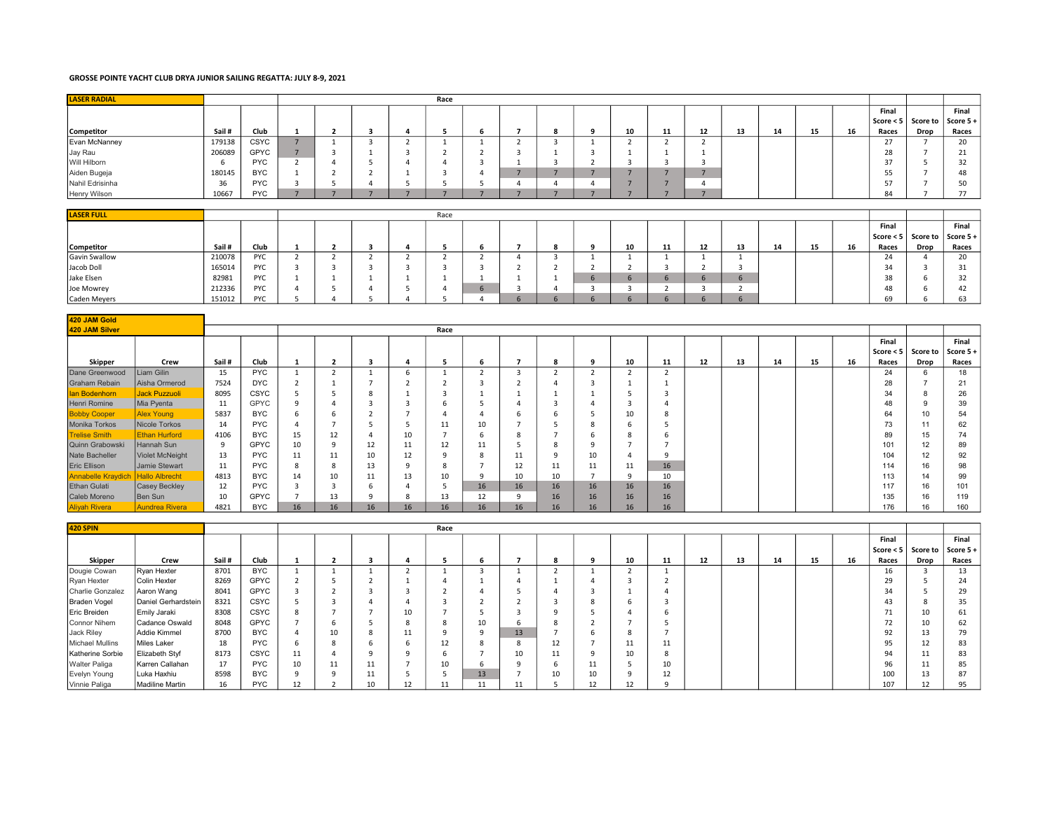## GROSSE POINTE YACHT CLUB DRYA JUNIOR SAILING REGATTA: JULY 8-9, 2021

### LASER RADIAL

| Competitor | Sail # | Club | 1 | 2 | 3 | 4 | 5 | 6 | 7 | 8 | 9 | 10 | 11 | 12 | 13 | 14 | 15 | 16 | Final Score < 5 Races | Score to Drop | Final Score 5 + Races |
|---|---|---|---|---|---|---|---|---|---|---|---|---|---|---|---|---|---|---|---|---|---|
| Evan McNanney | 179138 | CSYC | 7 | 1 | 3 | 2 | 1 | 1 | 2 | 3 | 1 | 2 | 2 | 2 | | | | | 27 | 7 | 20 |
| Jay Rau | 206089 | GPYC | 7 | 3 | 1 | 3 | 2 | 2 | 3 | 1 | 3 | 1 | 1 | 1 | | | | | 28 | 7 | 21 |
| Will Hilborn | 6 | PYC | 2 | 4 | 5 | 4 | 4 | 3 | 1 | 3 | 2 | 3 | 3 | 3 | | | | | 37 | 5 | 32 |
| Aiden Bugeja | 180145 | BYC | 1 | 2 | 2 | 1 | 3 | 4 | 7 | 7 | 7 | 7 | 7 | 7 | | | | | 55 | 7 | 48 |
| Nahil Edrisinha | 36 | PYC | 3 | 5 | 4 | 5 | 5 | 5 | 4 | 4 | 4 | 7 | 7 | 4 | | | | | 57 | 7 | 50 |
| Henry Wilson | 10667 | PYC | 7 | 7 | 7 | 7 | 7 | 7 | 7 | 7 | 7 | 7 | 7 | 7 | | | | | 84 | 7 | 77 |

### LASER FULL

| Competitor | Sail # | Club | 1 | 2 | 3 | 4 | 5 | 6 | 7 | 8 | 9 | 10 | 11 | 12 | 13 | 14 | 15 | 16 | Final Score < 5 Races | Score to Drop | Final Score 5 + Races |
|---|---|---|---|---|---|---|---|---|---|---|---|---|---|---|---|---|---|---|---|---|---|
| Gavin Swallow | 210078 | PYC | 2 | 2 | 2 | 2 | 2 | 2 | 4 | 3 | 1 | 1 | 1 | 1 | 1 | | | | 24 | 4 | 20 |
| Jacob Doll | 165014 | PYC | 3 | 3 | 3 | 3 | 3 | 3 | 2 | 2 | 2 | 2 | 3 | 2 | 3 | | | | 34 | 3 | 31 |
| Jake Elsen | 82981 | PYC | 1 | 1 | 1 | 1 | 1 | 1 | 1 | 1 | 6 | 6 | 6 | 6 | 6 | | | | 38 | 6 | 32 |
| Joe Mowrey | 212336 | PYC | 4 | 5 | 4 | 5 | 4 | 6 | 3 | 4 | 3 | 3 | 2 | 3 | 2 | | | | 48 | 6 | 42 |
| Caden Meyers | 151012 | PYC | 5 | 4 | 5 | 4 | 5 | 4 | 6 | 6 | 6 | 6 | 6 | 6 | 6 | | | | 69 | 6 | 63 |

### 420 JAM Gold / 420 JAM Silver

| Skipper | Crew | Sail # | Club | 1 | 2 | 3 | 4 | 5 | 6 | 7 | 8 | 9 | 10 | 11 | 12 | 13 | 14 | 15 | 16 | Final Score < 5 Races | Score to Drop | Final Score 5 + Races |
|---|---|---|---|---|---|---|---|---|---|---|---|---|---|---|---|---|---|---|---|---|---|---|
| Dane Greenwood | Liam Gilin | 15 | PYC | 1 | 2 | 1 | 6 | 1 | 2 | 3 | 2 | 2 | 2 | 2 | | | | | | 24 | 6 | 18 |
| Graham Rebain | Aisha Ormerod | 7524 | DYC | 2 | 1 | 7 | 2 | 2 | 3 | 2 | 4 | 3 | 1 | 1 | | | | | | 28 | 7 | 21 |
| Ian Bodenhorn | Jack Puzzuoli | 8095 | CSYC | 5 | 5 | 8 | 1 | 3 | 1 | 1 | 1 | 1 | 5 | 3 | | | | | | 34 | 8 | 26 |
| Henri Romine | Mia Pyenta | 11 | GPYC | 9 | 4 | 3 | 3 | 6 | 5 | 4 | 3 | 4 | 3 | 4 | | | | | | 48 | 9 | 39 |
| Bobby Cooper | Alex Young | 5837 | BYC | 6 | 6 | 2 | 7 | 4 | 4 | 6 | 6 | 5 | 10 | 8 | | | | | | 64 | 10 | 54 |
| Monika Torkos | Nicole Torkos | 14 | PYC | 4 | 7 | 5 | 5 | 11 | 10 | 7 | 5 | 8 | 6 | 5 | | | | | | 73 | 11 | 62 |
| Trelise Smith | Ethan Hurford | 4106 | BYC | 15 | 12 | 4 | 10 | 7 | 6 | 8 | 7 | 6 | 8 | 6 | | | | | | 89 | 15 | 74 |
| Quinn Grabowski | Hannah Sun | 9 | GPYC | 10 | 9 | 12 | 11 | 12 | 11 | 5 | 8 | 9 | 7 | 7 | | | | | | 101 | 12 | 89 |
| Nate Bacheller | Violet McNeight | 13 | PYC | 11 | 11 | 10 | 12 | 9 | 8 | 11 | 9 | 10 | 4 | 9 | | | | | | 104 | 12 | 92 |
| Eric Ellison | Jamie Stewart | 11 | PYC | 8 | 8 | 13 | 9 | 8 | 7 | 12 | 11 | 11 | 11 | 16 | | | | | | 114 | 16 | 98 |
| Annabelle Kraydich | Hallo Albrecht | 4813 | BYC | 14 | 10 | 11 | 13 | 10 | 9 | 10 | 10 | 7 | 9 | 10 | | | | | | 113 | 14 | 99 |
| Ethan Gulati | Casey Beckley | 12 | PYC | 3 | 3 | 6 | 4 | 5 | 16 | 16 | 16 | 16 | 16 | 16 | | | | | | 117 | 16 | 101 |
| Caleb Moreno | Ben Sun | 10 | GPYC | 7 | 13 | 9 | 8 | 13 | 12 | 9 | 16 | 16 | 16 | 16 | | | | | | 135 | 16 | 119 |
| Aliyah Rivera | Aundrea Rivera | 4821 | BYC | 16 | 16 | 16 | 16 | 16 | 16 | 16 | 16 | 16 | 16 | 16 | | | | | | 176 | 16 | 160 |

### 420 SPIN

| Skipper | Crew | Sail # | Club | 1 | 2 | 3 | 4 | 5 | 6 | 7 | 8 | 9 | 10 | 11 | 12 | 13 | 14 | 15 | 16 | Final Score < 5 Races | Score to Drop | Final Score 5 + Races |
|---|---|---|---|---|---|---|---|---|---|---|---|---|---|---|---|---|---|---|---|---|---|---|
| Dougie Cowan | Ryan Hexter | 8701 | BYC | 1 | 1 | 1 | 2 | 1 | 3 | 1 | 2 | 1 | 2 | 1 | | | | | | 16 | 3 | 13 |
| Ryan Hexter | Colin Hexter | 8269 | GPYC | 2 | 5 | 2 | 1 | 4 | 1 | 4 | 1 | 4 | 3 | 2 | | | | | | 29 | 5 | 24 |
| Charlie Gonzalez | Aaron Wang | 8041 | GPYC | 3 | 2 | 3 | 3 | 2 | 4 | 5 | 4 | 3 | 1 | 4 | | | | | | 34 | 5 | 29 |
| Braden Vogel | Daniel Gerhardstein | 8321 | CSYC | 5 | 3 | 4 | 4 | 3 | 2 | 2 | 3 | 8 | 6 | 3 | | | | | | 43 | 8 | 35 |
| Eric Breiden | Emily Jaraki | 8308 | CSYC | 8 | 7 | 7 | 10 | 7 | 5 | 3 | 9 | 5 | 4 | 6 | | | | | | 71 | 10 | 61 |
| Connor Nihem | Cadance Oswald | 8048 | GPYC | 7 | 6 | 5 | 8 | 8 | 10 | 6 | 8 | 2 | 7 | 5 | | | | | | 72 | 10 | 62 |
| Jack Riley | Addie Kimmel | 8700 | BYC | 4 | 10 | 8 | 11 | 9 | 9 | 13 | 7 | 6 | 8 | 7 | | | | | | 92 | 13 | 79 |
| Michael Mullins | Miles Laker | 18 | PYC | 6 | 8 | 6 | 6 | 12 | 8 | 8 | 12 | 7 | 11 | 11 | | | | | | 95 | 12 | 83 |
| Katherine Sorbie | Elizabeth Styf | 8173 | CSYC | 11 | 4 | 9 | 9 | 6 | 7 | 10 | 11 | 9 | 10 | 8 | | | | | | 94 | 11 | 83 |
| Walter Paliga | Karren Callahan | 17 | PYC | 10 | 11 | 11 | 7 | 10 | 6 | 9 | 6 | 11 | 5 | 10 | | | | | | 96 | 11 | 85 |
| Evelyn Young | Luka Haxhiu | 8598 | BYC | 9 | 9 | 11 | 5 | 5 | 13 | 7 | 10 | 10 | 9 | 12 | | | | | | 100 | 13 | 87 |
| Vinnie Paliga | Madiline Martin | 16 | PYC | 12 | 2 | 10 | 12 | 11 | 11 | 11 | 5 | 12 | 12 | 9 | | | | | | 107 | 12 | 95 |